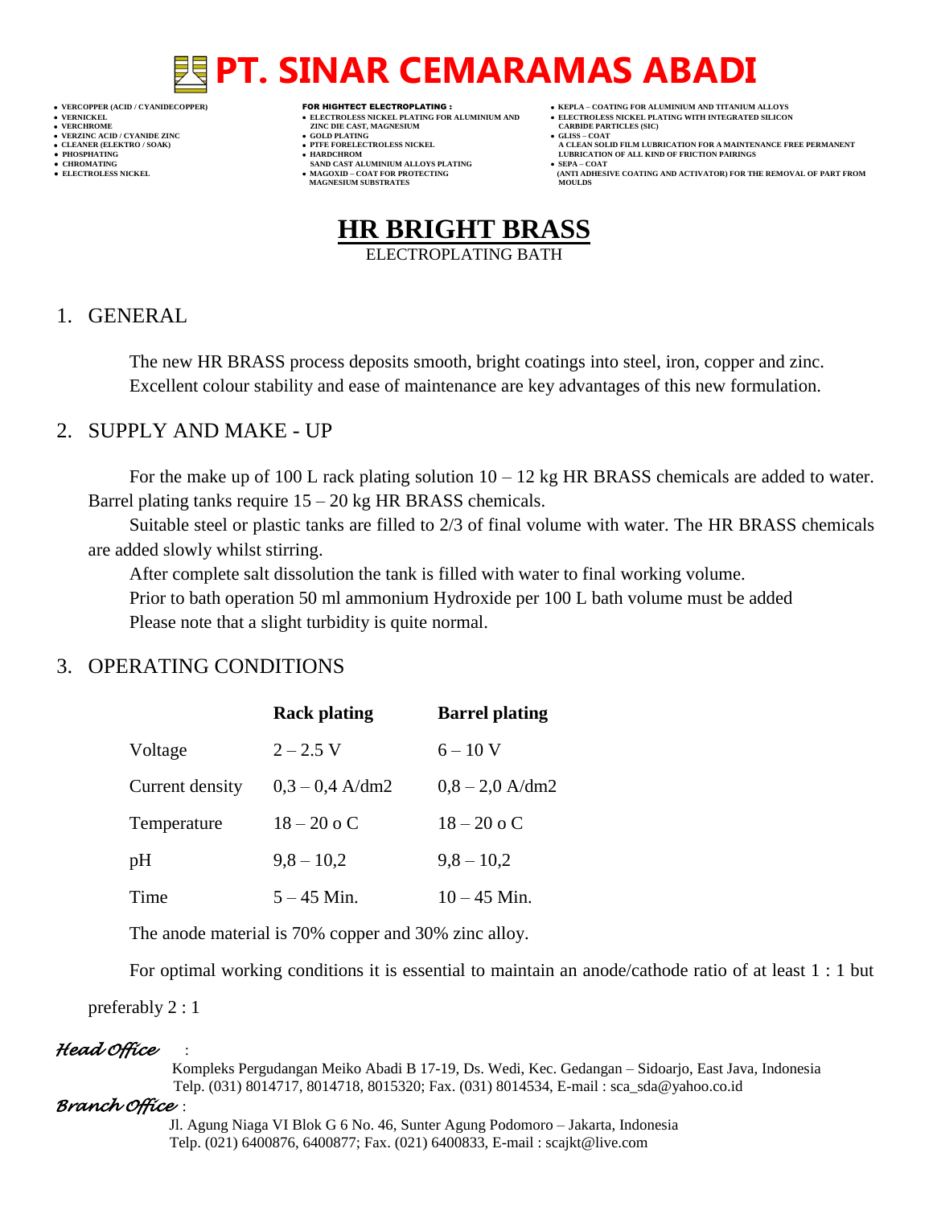# PT. SINAR CEMARAMAS ABADI

- VERCOPPER (ACID / CYANIDECOPPER)
- VERNICKEL
- VERCHROME
- VERZINC ACID / CYANIDE ZINC
- CLEANER (ELEKTRO / SOAK)
- PHOSPHATING
- CHROMATING
- ELECTROLESS NICKEL

**FOR HIGHTECT ELECTROPLATING :**

- ELECTROLESS NICKEL PLATING FOR ALUMINIUM AND ZINC DIE CAST, MAGNESIUM
- GOLD PLATING
- PTFE FORELECTROLESS NICKEL
- HARDCHROM SAND CAST ALUMINIUM ALLOYS PLATING
- MAGOXID – COAT FOR PROTECTING MAGNESIUM SUBSTRATES

- KEPLA – COATING FOR ALUMINIUM AND TITANIUM ALLOYS
- ELECTROLESS NICKEL PLATING WITH INTEGRATED SILICON CARBIDE PARTICLES (SIC)
- GLISS – COAT A CLEAN SOLID FILM LUBRICATION FOR A MAINTENANCE FREE PERMANENT LUBRICATION OF ALL KIND OF FRICTION PAIRINGS
- SEPA – COAT (ANTI ADHESIVE COATING AND ACTIVATOR) FOR THE REMOVAL OF PART FROM MOULDS

## HR BRIGHT BRASS

ELECTROPLATING BATH

### 1. GENERAL

The new HR BRASS process deposits smooth, bright coatings into steel, iron, copper and zinc. Excellent colour stability and ease of maintenance are key advantages of this new formulation.

### 2. SUPPLY AND MAKE - UP

For the make up of 100 L rack plating solution 10 – 12 kg HR BRASS chemicals are added to water. Barrel plating tanks require 15 – 20 kg HR BRASS chemicals.

Suitable steel or plastic tanks are filled to 2/3 of final volume with water. The HR BRASS chemicals are added slowly whilst stirring.

After complete salt dissolution the tank is filled with water to final working volume.

Prior to bath operation 50 ml ammonium Hydroxide per 100 L bath volume must be added

Please note that a slight turbidity is quite normal.

### 3. OPERATING CONDITIONS

| | **Rack plating** | **Barrel plating** |
|---|---|---|
| Voltage | 2 – 2.5 V | 6 – 10 V |
| Current density | 0,3 – 0,4 A/dm2 | 0,8 – 2,0 A/dm2 |
| Temperature | 18 – 20 o C | 18 – 20 o C |
| pH | 9,8 – 10,2 | 9,8 – 10,2 |
| Time | 5 – 45 Min. | 10 – 45 Min. |

The anode material is 70% copper and 30% zinc alloy.

For optimal working conditions it is essential to maintain an anode/cathode ratio of at least 1 : 1 but preferably 2 : 1

*Head Office* :
Kompleks Pergudangan Meiko Abadi B 17-19, Ds. Wedi, Kec. Gedangan – Sidoarjo, East Java, Indonesia
Telp. (031) 8014717, 8014718, 8015320; Fax. (031) 8014534, E-mail : sca_sda@yahoo.co.id

*Branch Office* :
Jl. Agung Niaga VI Blok G 6 No. 46, Sunter Agung Podomoro – Jakarta, Indonesia
Telp. (021) 6400876, 6400877; Fax. (021) 6400833, E-mail : scajkt@live.com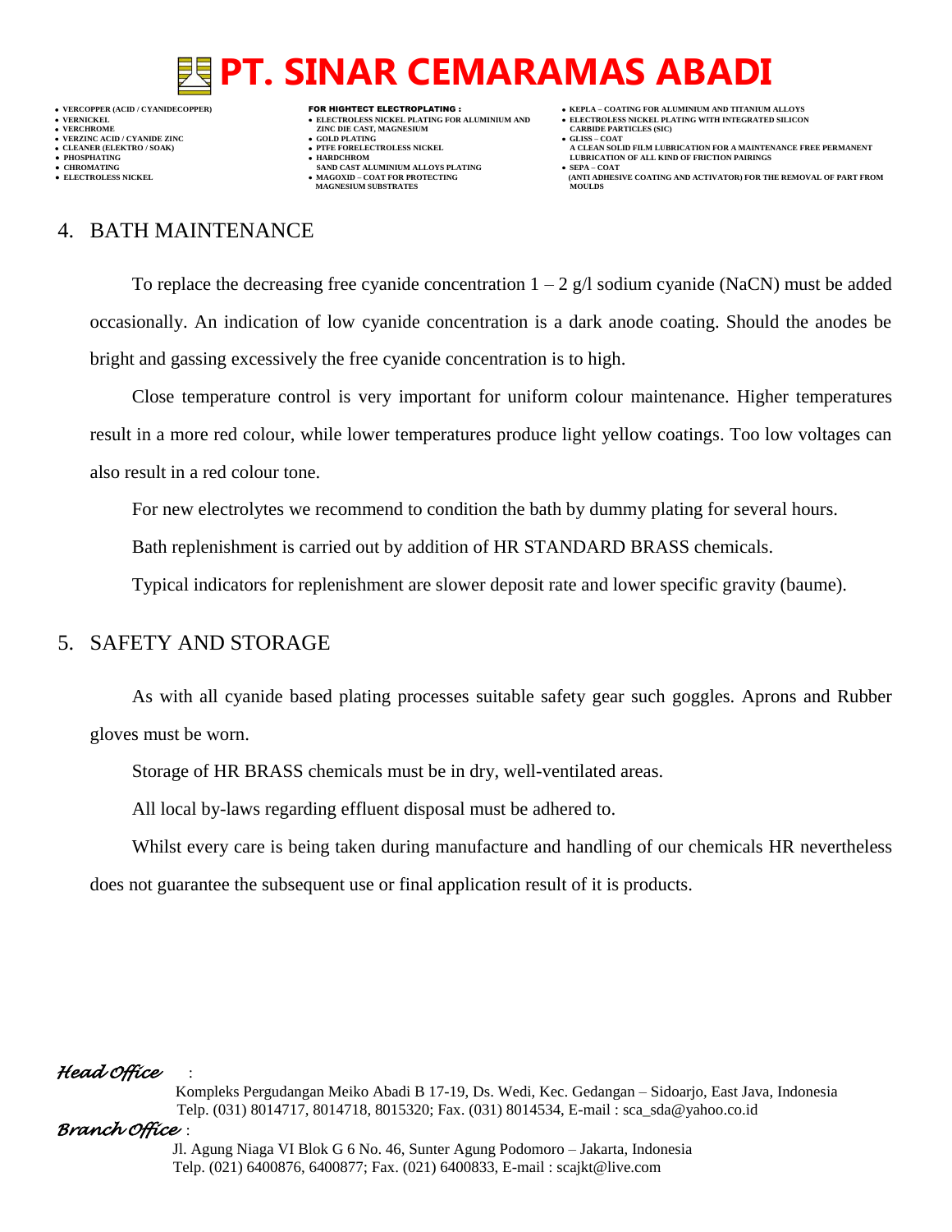## 4. BATH MAINTENANCE

To replace the decreasing free cyanide concentration 1 – 2 g/l sodium cyanide (NaCN) must be added occasionally. An indication of low cyanide concentration is a dark anode coating. Should the anodes be bright and gassing excessively the free cyanide concentration is to high.

Close temperature control is very important for uniform colour maintenance. Higher temperatures result in a more red colour, while lower temperatures produce light yellow coatings. Too low voltages can also result in a red colour tone.

For new electrolytes we recommend to condition the bath by dummy plating for several hours.

Bath replenishment is carried out by addition of HR STANDARD BRASS chemicals.

Typical indicators for replenishment are slower deposit rate and lower specific gravity (baume).

## 5. SAFETY AND STORAGE

As with all cyanide based plating processes suitable safety gear such goggles. Aprons and Rubber gloves must be worn.

Storage of HR BRASS chemicals must be in dry, well-ventilated areas.

All local by-laws regarding effluent disposal must be adhered to.

Whilst every care is being taken during manufacture and handling of our chemicals HR nevertheless does not guarantee the subsequent use or final application result of it is products.